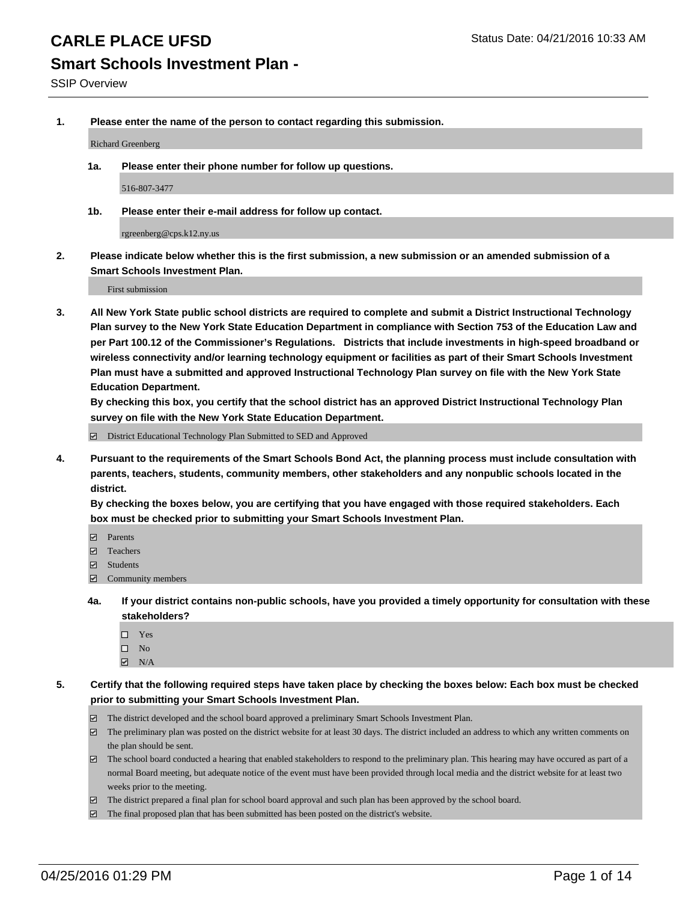# CARLE PLACE UFSD

Status Date: 04/21/2016 10:33 AM

## Smart Schools Investment Plan -

SSIP Overview

**1. Please enter the name of the person to contact regarding this submission.**

Richard Greenberg

**1a. Please enter their phone number for follow up questions.**

516-807-3477

**1b. Please enter their e-mail address for follow up contact.**

rgreenberg@cps.k12.ny.us

**2. Please indicate below whether this is the first submission, a new submission or an amended submission of a Smart Schools Investment Plan.**

First submission

**3. All New York State public school districts are required to complete and submit a District Instructional Technology Plan survey to the New York State Education Department in compliance with Section 753 of the Education Law and per Part 100.12 of the Commissioner's Regulations. Districts that include investments in high-speed broadband or wireless connectivity and/or learning technology equipment or facilities as part of their Smart Schools Investment Plan must have a submitted and approved Instructional Technology Plan survey on file with the New York State Education Department.**
**By checking this box, you certify that the school district has an approved District Instructional Technology Plan survey on file with the New York State Education Department.**

☑ District Educational Technology Plan Submitted to SED and Approved

**4. Pursuant to the requirements of the Smart Schools Bond Act, the planning process must include consultation with parents, teachers, students, community members, other stakeholders and any nonpublic schools located in the district.**
**By checking the boxes below, you are certifying that you have engaged with those required stakeholders. Each box must be checked prior to submitting your Smart Schools Investment Plan.**

☑ Parents
☑ Teachers
☑ Students
☑ Community members

**4a. If your district contains non-public schools, have you provided a timely opportunity for consultation with these stakeholders?**

☐ Yes
☐ No
☑ N/A

**5. Certify that the following required steps have taken place by checking the boxes below: Each box must be checked prior to submitting your Smart Schools Investment Plan.**

☑ The district developed and the school board approved a preliminary Smart Schools Investment Plan.
☑ The preliminary plan was posted on the district website for at least 30 days. The district included an address to which any written comments on the plan should be sent.
☑ The school board conducted a hearing that enabled stakeholders to respond to the preliminary plan. This hearing may have occured as part of a normal Board meeting, but adequate notice of the event must have been provided through local media and the district website for at least two weeks prior to the meeting.
☑ The district prepared a final plan for school board approval and such plan has been approved by the school board.
☑ The final proposed plan that has been submitted has been posted on the district's website.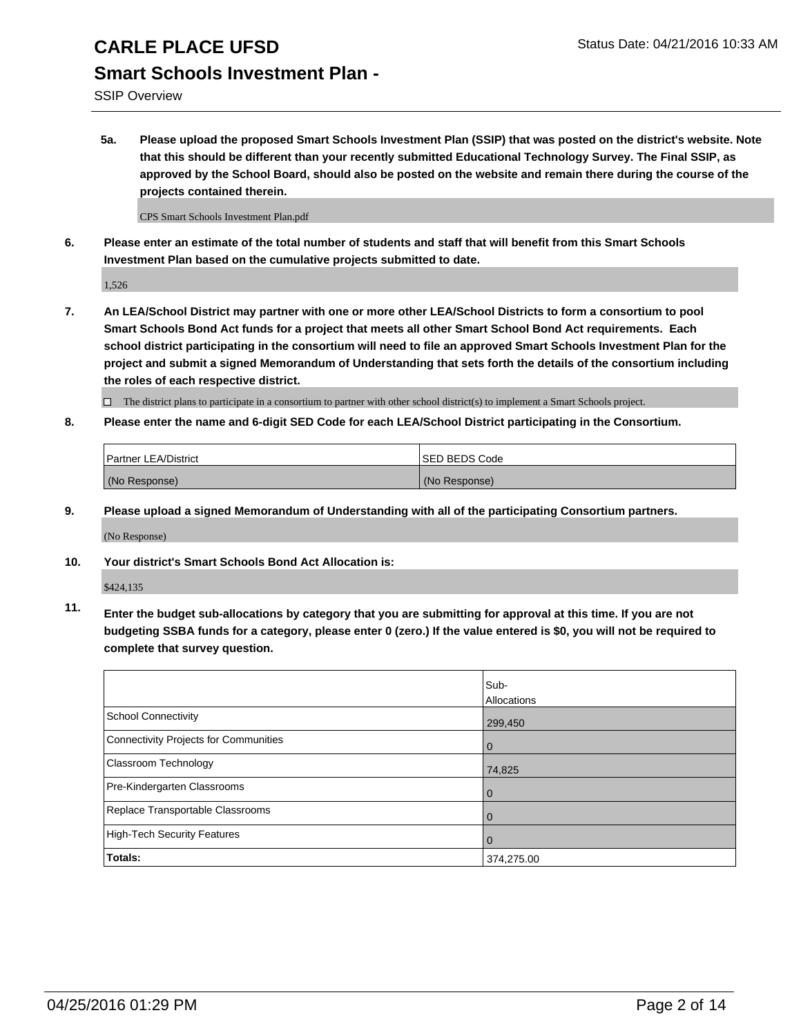# CARLE PLACE UFSD

Status Date: 04/21/2016 10:33 AM

## Smart Schools Investment Plan -

SSIP Overview

**5a. Please upload the proposed Smart Schools Investment Plan (SSIP) that was posted on the district's website. Note that this should be different than your recently submitted Educational Technology Survey. The Final SSIP, as approved by the School Board, should also be posted on the website and remain there during the course of the projects contained therein.**

CPS Smart Schools Investment Plan.pdf

**6. Please enter an estimate of the total number of students and staff that will benefit from this Smart Schools Investment Plan based on the cumulative projects submitted to date.**

1,526

**7. An LEA/School District may partner with one or more other LEA/School Districts to form a consortium to pool Smart Schools Bond Act funds for a project that meets all other Smart School Bond Act requirements. Each school district participating in the consortium will need to file an approved Smart Schools Investment Plan for the project and submit a signed Memorandum of Understanding that sets forth the details of the consortium including the roles of each respective district.**

☐ The district plans to participate in a consortium to partner with other school district(s) to implement a Smart Schools project.

**8. Please enter the name and 6-digit SED Code for each LEA/School District participating in the Consortium.**

| Partner LEA/District | SED BEDS Code |
|---|---|
| (No Response) | (No Response) |

**9. Please upload a signed Memorandum of Understanding with all of the participating Consortium partners.**

(No Response)

**10. Your district's Smart Schools Bond Act Allocation is:**

$424,135

**11. Enter the budget sub-allocations by category that you are submitting for approval at this time. If you are not budgeting SSBA funds for a category, please enter 0 (zero.) If the value entered is $0, you will not be required to complete that survey question.**

| | Sub-Allocations |
|---|---|
| School Connectivity | 299,450 |
| Connectivity Projects for Communities | 0 |
| Classroom Technology | 74,825 |
| Pre-Kindergarten Classrooms | 0 |
| Replace Transportable Classrooms | 0 |
| High-Tech Security Features | 0 |
| **Totals:** | 374,275.00 |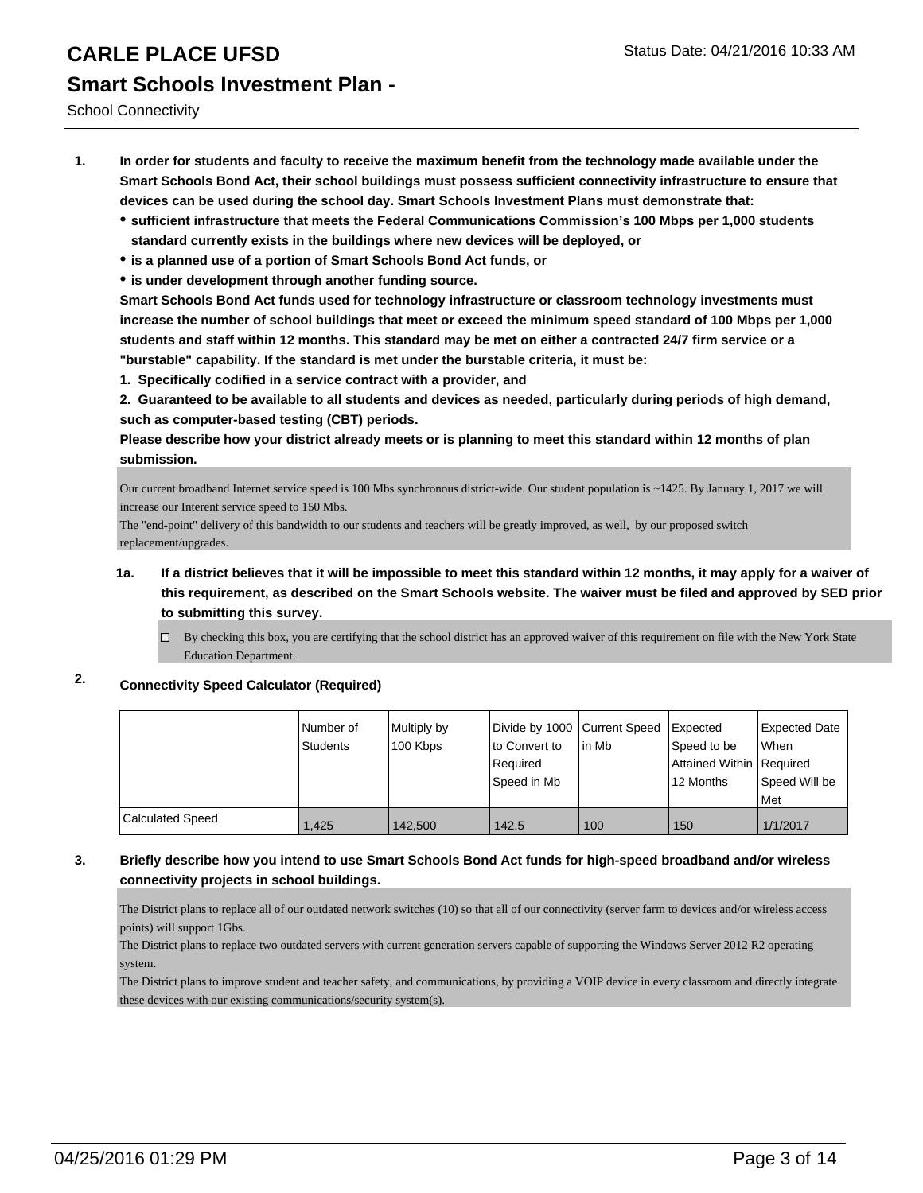# CARLE PLACE UFSD

Status Date: 04/21/2016 10:33 AM

## Smart Schools Investment Plan -

School Connectivity

1. **In order for students and faculty to receive the maximum benefit from the technology made available under the Smart Schools Bond Act, their school buildings must possess sufficient connectivity infrastructure to ensure that devices can be used during the school day. Smart Schools Investment Plans must demonstrate that:**
   - **sufficient infrastructure that meets the Federal Communications Commission's 100 Mbps per 1,000 students standard currently exists in the buildings where new devices will be deployed, or**
   - **is a planned use of a portion of Smart Schools Bond Act funds, or**
   - **is under development through another funding source.**

   **Smart Schools Bond Act funds used for technology infrastructure or classroom technology investments must increase the number of school buildings that meet or exceed the minimum speed standard of 100 Mbps per 1,000 students and staff within 12 months. This standard may be met on either a contracted 24/7 firm service or a "burstable" capability. If the standard is met under the burstable criteria, it must be:**

   **1. Specifically codified in a service contract with a provider, and**

   **2. Guaranteed to be available to all students and devices as needed, particularly during periods of high demand, such as computer-based testing (CBT) periods.**

   **Please describe how your district already meets or is planning to meet this standard within 12 months of plan submission.**

   Our current broadband Internet service speed is 100 Mbs synchronous district-wide. Our student population is ~1425. By January 1, 2017 we will increase our Interent service speed to 150 Mbs.
   The "end-point" delivery of this bandwidth to our students and teachers will be greatly improved, as well, by our proposed switch replacement/upgrades.

   1a. **If a district believes that it will be impossible to meet this standard within 12 months, it may apply for a waiver of this requirement, as described on the Smart Schools website. The waiver must be filed and approved by SED prior to submitting this survey.**

   ☐ By checking this box, you are certifying that the school district has an approved waiver of this requirement on file with the New York State Education Department.

2. **Connectivity Speed Calculator (Required)**

| | Number of Students | Multiply by 100 Kbps | Divide by 1000 to Convert to Required Speed in Mb | Current Speed in Mb | Expected Speed to be Attained Within 12 Months | Expected Date When Required Speed Will be Met |
|---|---|---|---|---|---|---|
| Calculated Speed | 1,425 | 142,500 | 142.5 | 100 | 150 | 1/1/2017 |

3. **Briefly describe how you intend to use Smart Schools Bond Act funds for high-speed broadband and/or wireless connectivity projects in school buildings.**

   The District plans to replace all of our outdated network switches (10) so that all of our connectivity (server farm to devices and/or wireless access points) will support 1Gbs.
   The District plans to replace two outdated servers with current generation servers capable of supporting the Windows Server 2012 R2 operating system.
   The District plans to improve student and teacher safety, and communications, by providing a VOIP device in every classroom and directly integrate these devices with our existing communications/security system(s).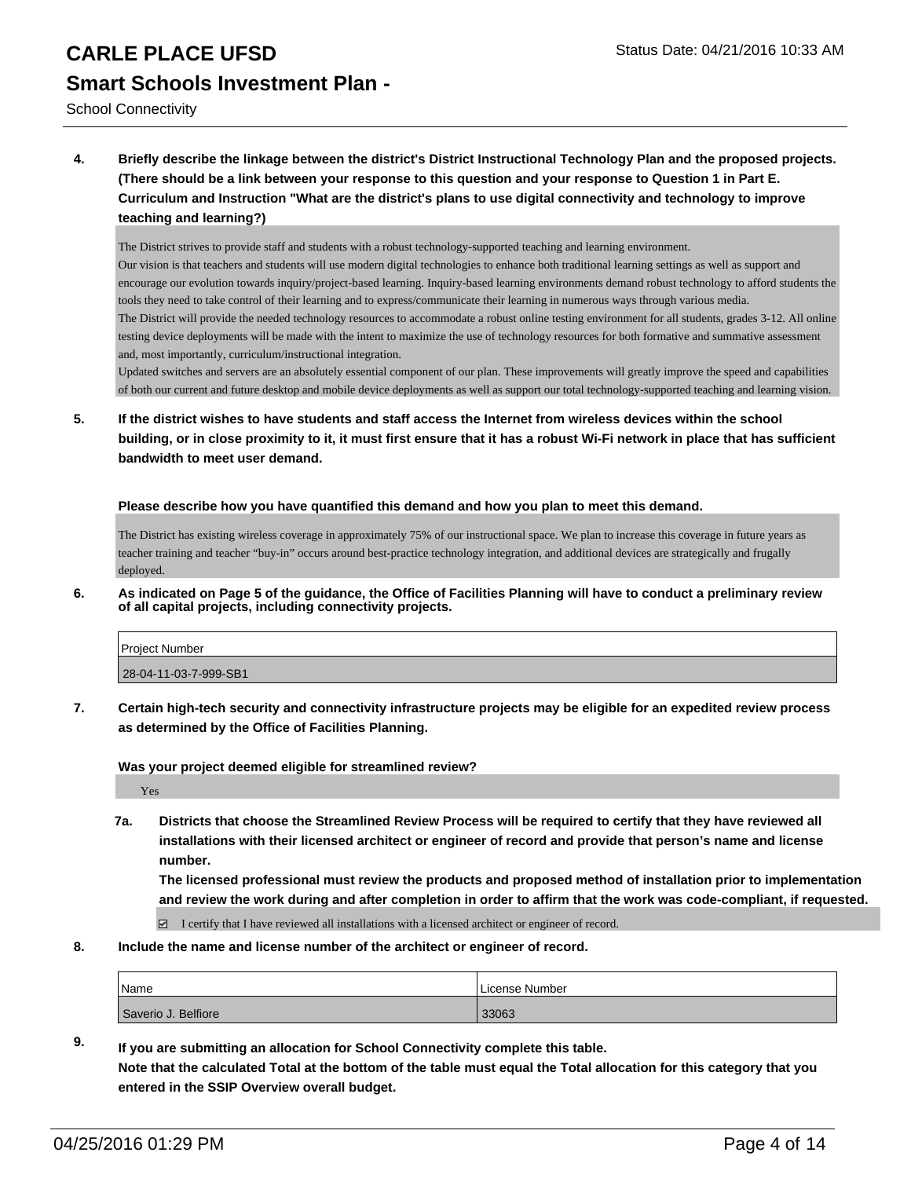**4. Briefly describe the linkage between the district's District Instructional Technology Plan and the proposed projects. (There should be a link between your response to this question and your response to Question 1 in Part E. Curriculum and Instruction "What are the district's plans to use digital connectivity and technology to improve teaching and learning?)**

The District strives to provide staff and students with a robust technology-supported teaching and learning environment.
Our vision is that teachers and students will use modern digital technologies to enhance both traditional learning settings as well as support and encourage our evolution towards inquiry/project-based learning. Inquiry-based learning environments demand robust technology to afford students the tools they need to take control of their learning and to express/communicate their learning in numerous ways through various media.
The District will provide the needed technology resources to accommodate a robust online testing environment for all students, grades 3-12. All online testing device deployments will be made with the intent to maximize the use of technology resources for both formative and summative assessment and, most importantly, curriculum/instructional integration.
Updated switches and servers are an absolutely essential component of our plan. These improvements will greatly improve the speed and capabilities of both our current and future desktop and mobile device deployments as well as support our total technology-supported teaching and learning vision.

**5. If the district wishes to have students and staff access the Internet from wireless devices within the school building, or in close proximity to it, it must first ensure that it has a robust Wi-Fi network in place that has sufficient bandwidth to meet user demand.**

**Please describe how you have quantified this demand and how you plan to meet this demand.**

The District has existing wireless coverage in approximately 75% of our instructional space. We plan to increase this coverage in future years as teacher training and teacher "buy-in" occurs around best-practice technology integration, and additional devices are strategically and frugally deployed.

**6. As indicated on Page 5 of the guidance, the Office of Facilities Planning will have to conduct a preliminary review of all capital projects, including connectivity projects.**

| Project Number |
|---|
| 28-04-11-03-7-999-SB1 |

**7. Certain high-tech security and connectivity infrastructure projects may be eligible for an expedited review process as determined by the Office of Facilities Planning.**

**Was your project deemed eligible for streamlined review?**

Yes

**7a. Districts that choose the Streamlined Review Process will be required to certify that they have reviewed all installations with their licensed architect or engineer of record and provide that person's name and license number.**
**The licensed professional must review the products and proposed method of installation prior to implementation and review the work during and after completion in order to affirm that the work was code-compliant, if requested.**

☑ I certify that I have reviewed all installations with a licensed architect or engineer of record.

**8. Include the name and license number of the architect or engineer of record.**

| Name | License Number |
|---|---|
| Saverio J. Belfiore | 33063 |

**9. If you are submitting an allocation for School Connectivity complete this table.**
**Note that the calculated Total at the bottom of the table must equal the Total allocation for this category that you entered in the SSIP Overview overall budget.**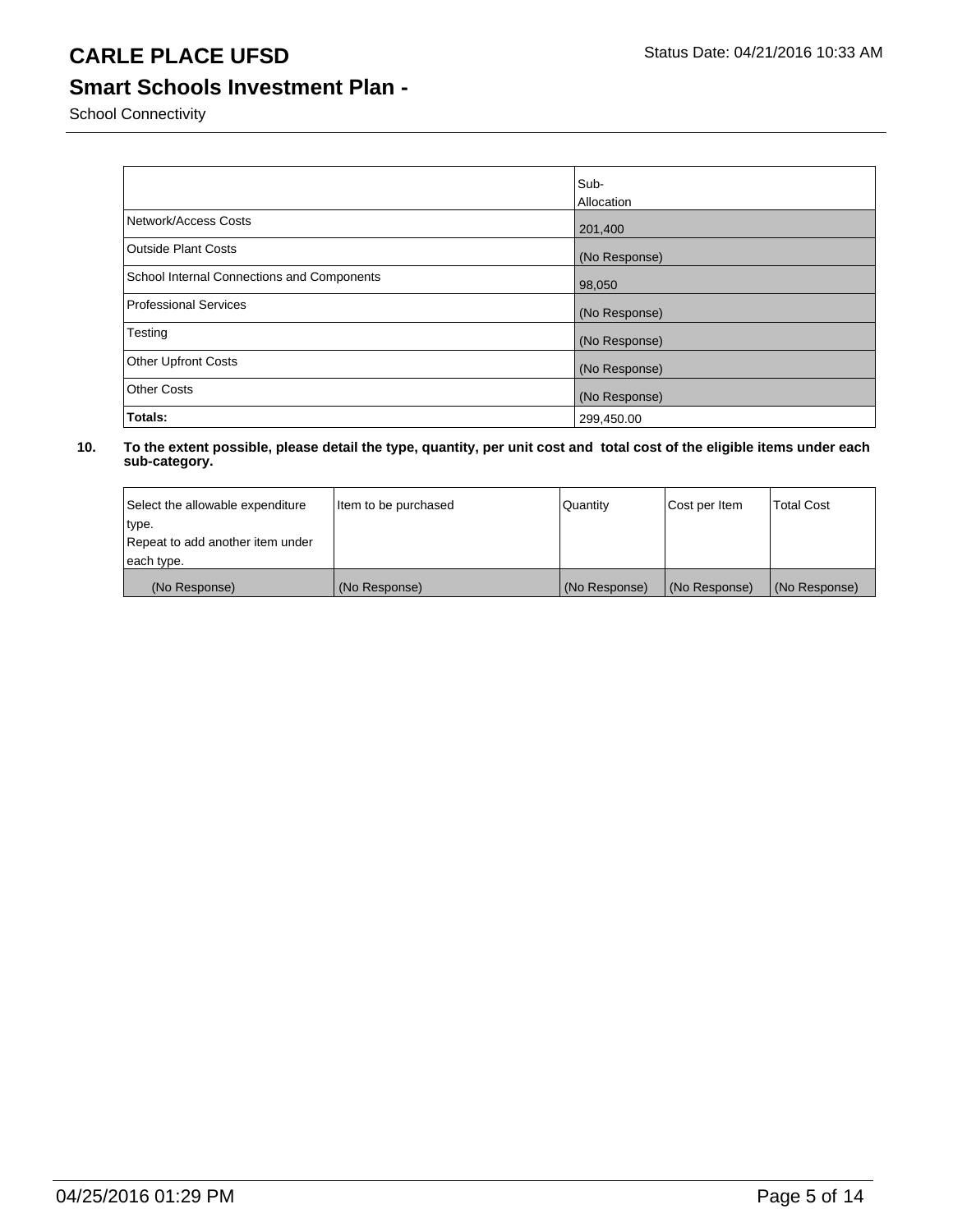# CARLE PLACE UFSD

Status Date: 04/21/2016 10:33 AM

## Smart Schools Investment Plan -

School Connectivity

| | Sub-Allocation |
|---|---|
| Network/Access Costs | 201,400 |
| Outside Plant Costs | (No Response) |
| School Internal Connections and Components | 98,050 |
| Professional Services | (No Response) |
| Testing | (No Response) |
| Other Upfront Costs | (No Response) |
| Other Costs | (No Response) |
| **Totals:** | 299,450.00 |

**10. To the extent possible, please detail the type, quantity, per unit cost and total cost of the eligible items under each sub-category.**

| Select the allowable expenditure type. Repeat to add another item under each type. | Item to be purchased | Quantity | Cost per Item | Total Cost |
|---|---|---|---|---|
| (No Response) | (No Response) | (No Response) | (No Response) | (No Response) |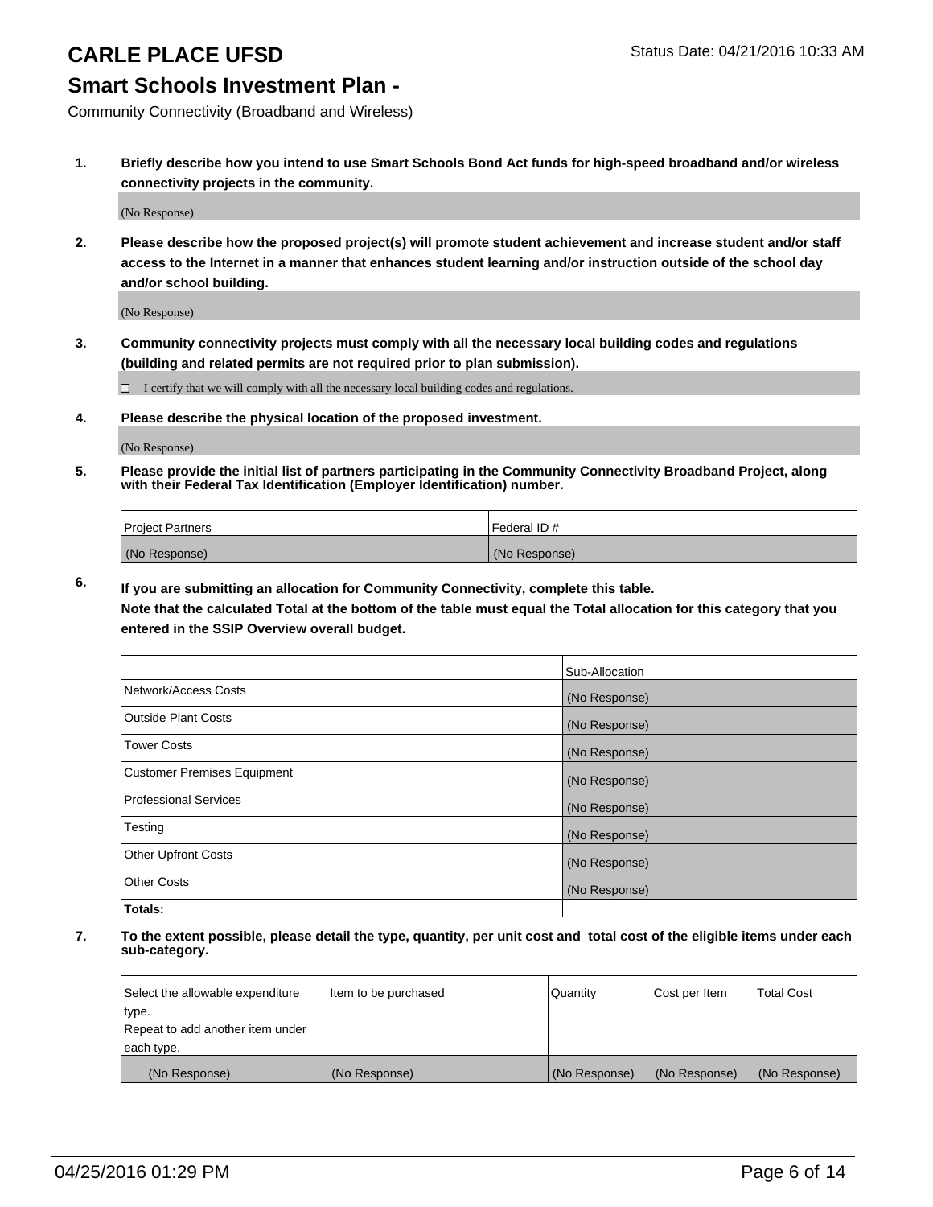# CARLE PLACE UFSD

Status Date: 04/21/2016 10:33 AM

## Smart Schools Investment Plan -

Community Connectivity (Broadband and Wireless)

**1. Briefly describe how you intend to use Smart Schools Bond Act funds for high-speed broadband and/or wireless connectivity projects in the community.**

(No Response)

**2. Please describe how the proposed project(s) will promote student achievement and increase student and/or staff access to the Internet in a manner that enhances student learning and/or instruction outside of the school day and/or school building.**

(No Response)

**3. Community connectivity projects must comply with all the necessary local building codes and regulations (building and related permits are not required prior to plan submission).**

☐ I certify that we will comply with all the necessary local building codes and regulations.

**4. Please describe the physical location of the proposed investment.**

(No Response)

**5. Please provide the initial list of partners participating in the Community Connectivity Broadband Project, along with their Federal Tax Identification (Employer Identification) number.**

| Project Partners | Federal ID # |
|---|---|
| (No Response) | (No Response) |

**6. If you are submitting an allocation for Community Connectivity, complete this table.**
**Note that the calculated Total at the bottom of the table must equal the Total allocation for this category that you entered in the SSIP Overview overall budget.**

| | Sub-Allocation |
|---|---|
| Network/Access Costs | (No Response) |
| Outside Plant Costs | (No Response) |
| Tower Costs | (No Response) |
| Customer Premises Equipment | (No Response) |
| Professional Services | (No Response) |
| Testing | (No Response) |
| Other Upfront Costs | (No Response) |
| Other Costs | (No Response) |
| **Totals:** | |

**7. To the extent possible, please detail the type, quantity, per unit cost and total cost of the eligible items under each sub-category.**

| Select the allowable expenditure type. Repeat to add another item under each type. | Item to be purchased | Quantity | Cost per Item | Total Cost |
|---|---|---|---|---|
| (No Response) | (No Response) | (No Response) | (No Response) | (No Response) |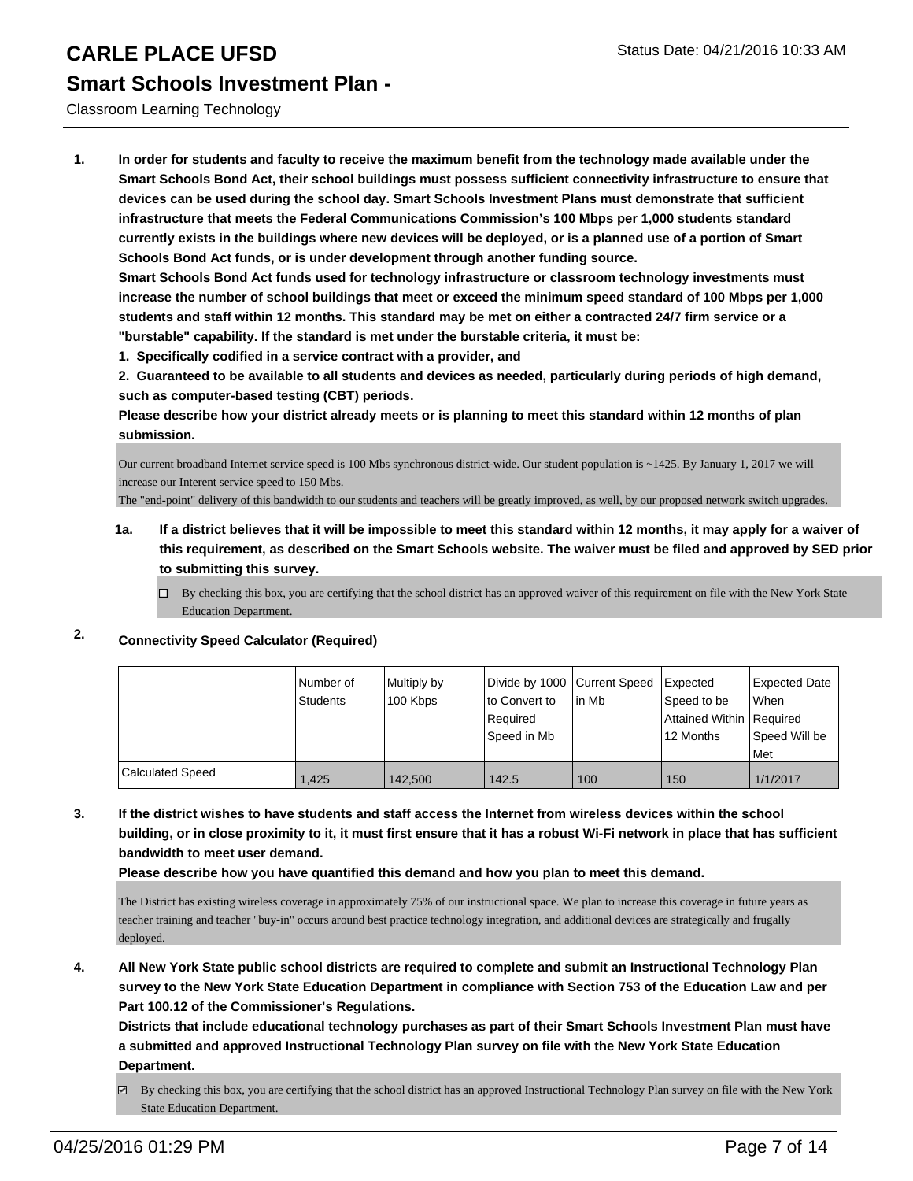# CARLE PLACE UFSD

## Smart Schools Investment Plan -

Classroom Learning Technology

1. **In order for students and faculty to receive the maximum benefit from the technology made available under the Smart Schools Bond Act, their school buildings must possess sufficient connectivity infrastructure to ensure that devices can be used during the school day. Smart Schools Investment Plans must demonstrate that sufficient infrastructure that meets the Federal Communications Commission's 100 Mbps per 1,000 students standard currently exists in the buildings where new devices will be deployed, or is a planned use of a portion of Smart Schools Bond Act funds, or is under development through another funding source.**

   **Smart Schools Bond Act funds used for technology infrastructure or classroom technology investments must increase the number of school buildings that meet or exceed the minimum speed standard of 100 Mbps per 1,000 students and staff within 12 months. This standard may be met on either a contracted 24/7 firm service or a "burstable" capability. If the standard is met under the burstable criteria, it must be:**

   **1. Specifically codified in a service contract with a provider, and**

   **2. Guaranteed to be available to all students and devices as needed, particularly during periods of high demand, such as computer-based testing (CBT) periods.**

   **Please describe how your district already meets or is planning to meet this standard within 12 months of plan submission.**

   Our current broadband Internet service speed is 100 Mbs synchronous district-wide. Our student population is ~1425. By January 1, 2017 we will increase our Interent service speed to 150 Mbs.
   The "end-point" delivery of this bandwidth to our students and teachers will be greatly improved, as well, by our proposed network switch upgrades.

   **1a. If a district believes that it will be impossible to meet this standard within 12 months, it may apply for a waiver of this requirement, as described on the Smart Schools website. The waiver must be filed and approved by SED prior to submitting this survey.**

   ☐ By checking this box, you are certifying that the school district has an approved waiver of this requirement on file with the New York State Education Department.

2. **Connectivity Speed Calculator (Required)**

| | Number of Students | Multiply by 100 Kbps | Divide by 1000 to Convert to Required Speed in Mb | Current Speed in Mb | Expected Speed to be Attained Within 12 Months | Expected Date When Required Speed Will be Met |
|---|---|---|---|---|---|---|
| Calculated Speed | 1,425 | 142,500 | 142.5 | 100 | 150 | 1/1/2017 |

3. **If the district wishes to have students and staff access the Internet from wireless devices within the school building, or in close proximity to it, it must first ensure that it has a robust Wi-Fi network in place that has sufficient bandwidth to meet user demand.**

   **Please describe how you have quantified this demand and how you plan to meet this demand.**

   The District has existing wireless coverage in approximately 75% of our instructional space. We plan to increase this coverage in future years as teacher training and teacher "buy-in" occurs around best practice technology integration, and additional devices are strategically and frugally deployed.

4. **All New York State public school districts are required to complete and submit an Instructional Technology Plan survey to the New York State Education Department in compliance with Section 753 of the Education Law and per Part 100.12 of the Commissioner's Regulations.**

   **Districts that include educational technology purchases as part of their Smart Schools Investment Plan must have a submitted and approved Instructional Technology Plan survey on file with the New York State Education Department.**

   ☑ By checking this box, you are certifying that the school district has an approved Instructional Technology Plan survey on file with the New York State Education Department.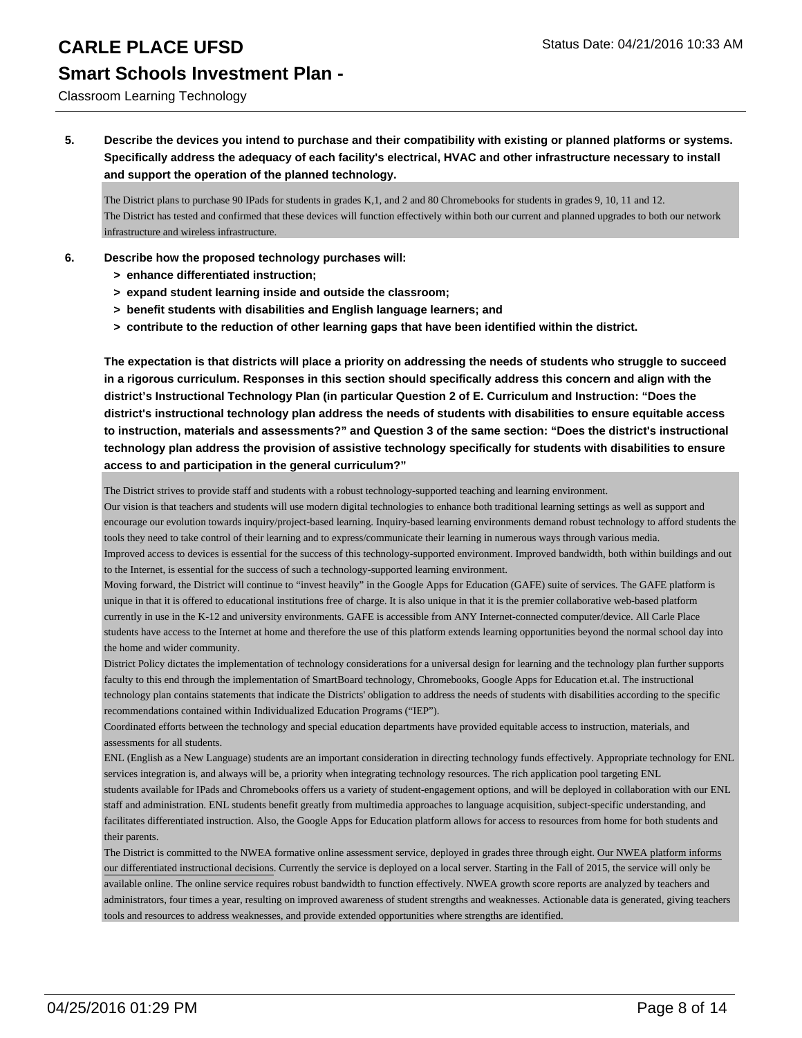**5. Describe the devices you intend to purchase and their compatibility with existing or planned platforms or systems. Specifically address the adequacy of each facility's electrical, HVAC and other infrastructure necessary to install and support the operation of the planned technology.**

The District plans to purchase 90 IPads for students in grades K,1, and 2 and 80 Chromebooks for students in grades 9, 10, 11 and 12.
The District has tested and confirmed that these devices will function effectively within both our current and planned upgrades to both our network infrastructure and wireless infrastructure.

**6. Describe how the proposed technology purchases will:**

- **> enhance differentiated instruction;**
- **> expand student learning inside and outside the classroom;**
- **> benefit students with disabilities and English language learners; and**
- **> contribute to the reduction of other learning gaps that have been identified within the district.**

**The expectation is that districts will place a priority on addressing the needs of students who struggle to succeed in a rigorous curriculum. Responses in this section should specifically address this concern and align with the district's Instructional Technology Plan (in particular Question 2 of E. Curriculum and Instruction: "Does the district's instructional technology plan address the needs of students with disabilities to ensure equitable access to instruction, materials and assessments?" and Question 3 of the same section: "Does the district's instructional technology plan address the provision of assistive technology specifically for students with disabilities to ensure access to and participation in the general curriculum?"**

The District strives to provide staff and students with a robust technology-supported teaching and learning environment.
Our vision is that teachers and students will use modern digital technologies to enhance both traditional learning settings as well as support and encourage our evolution towards inquiry/project-based learning. Inquiry-based learning environments demand robust technology to afford students the tools they need to take control of their learning and to express/communicate their learning in numerous ways through various media.
Improved access to devices is essential for the success of this technology-supported environment. Improved bandwidth, both within buildings and out to the Internet, is essential for the success of such a technology-supported learning environment.
Moving forward, the District will continue to "invest heavily" in the Google Apps for Education (GAFE) suite of services. The GAFE platform is unique in that it is offered to educational institutions free of charge. It is also unique in that it is the premier collaborative web-based platform currently in use in the K-12 and university environments. GAFE is accessible from ANY Internet-connected computer/device. All Carle Place students have access to the Internet at home and therefore the use of this platform extends learning opportunities beyond the normal school day into the home and wider community.
District Policy dictates the implementation of technology considerations for a universal design for learning and the technology plan further supports faculty to this end through the implementation of SmartBoard technology, Chromebooks, Google Apps for Education et.al. The instructional technology plan contains statements that indicate the Districts' obligation to address the needs of students with disabilities according to the specific recommendations contained within Individualized Education Programs ("IEP").
Coordinated efforts between the technology and special education departments have provided equitable access to instruction, materials, and assessments for all students.
ENL (English as a New Language) students are an important consideration in directing technology funds effectively. Appropriate technology for ENL services integration is, and always will be, a priority when integrating technology resources. The rich application pool targeting ENL students available for IPads and Chromebooks offers us a variety of student-engagement options, and will be deployed in collaboration with our ENL staff and administration. ENL students benefit greatly from multimedia approaches to language acquisition, subject-specific understanding, and facilitates differentiated instruction. Also, the Google Apps for Education platform allows for access to resources from home for both students and their parents.
The District is committed to the NWEA formative online assessment service, deployed in grades three through eight. Our NWEA platform informs our differentiated instructional decisions. Currently the service is deployed on a local server. Starting in the Fall of 2015, the service will only be available online. The online service requires robust bandwidth to function effectively. NWEA growth score reports are analyzed by teachers and administrators, four times a year, resulting on improved awareness of student strengths and weaknesses. Actionable data is generated, giving teachers tools and resources to address weaknesses, and provide extended opportunities where strengths are identified.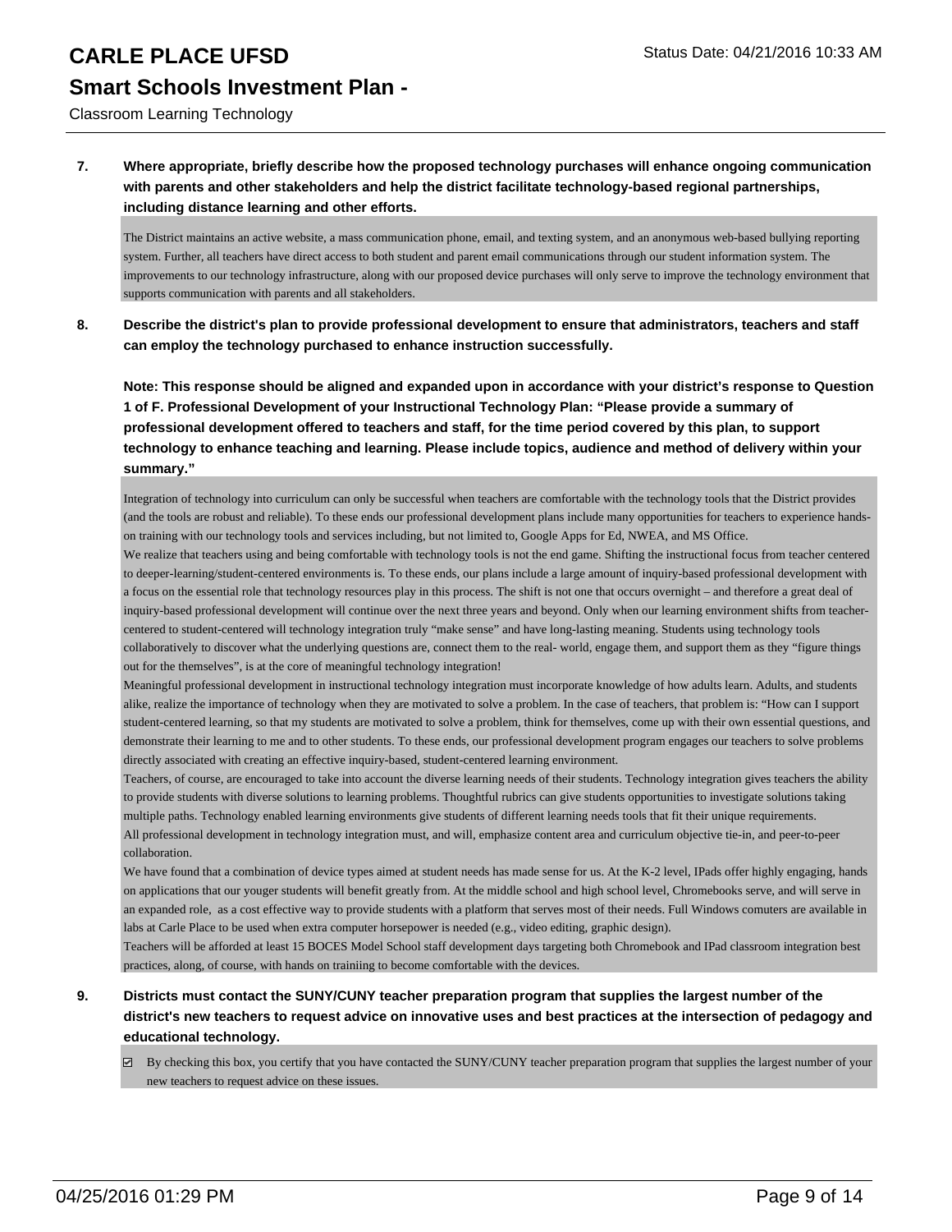**7. Where appropriate, briefly describe how the proposed technology purchases will enhance ongoing communication with parents and other stakeholders and help the district facilitate technology-based regional partnerships, including distance learning and other efforts.**

The District maintains an active website, a mass communication phone, email, and texting system, and an anonymous web-based bullying reporting system. Further, all teachers have direct access to both student and parent email communications through our student information system. The improvements to our technology infrastructure, along with our proposed device purchases will only serve to improve the technology environment that supports communication with parents and all stakeholders.

**8. Describe the district's plan to provide professional development to ensure that administrators, teachers and staff can employ the technology purchased to enhance instruction successfully.**

**Note: This response should be aligned and expanded upon in accordance with your district's response to Question 1 of F. Professional Development of your Instructional Technology Plan: "Please provide a summary of professional development offered to teachers and staff, for the time period covered by this plan, to support technology to enhance teaching and learning. Please include topics, audience and method of delivery within your summary."**

Integration of technology into curriculum can only be successful when teachers are comfortable with the technology tools that the District provides (and the tools are robust and reliable). To these ends our professional development plans include many opportunities for teachers to experience hands-on training with our technology tools and services including, but not limited to, Google Apps for Ed, NWEA, and MS Office.

We realize that teachers using and being comfortable with technology tools is not the end game. Shifting the instructional focus from teacher centered to deeper-learning/student-centered environments is. To these ends, our plans include a large amount of inquiry-based professional development with a focus on the essential role that technology resources play in this process. The shift is not one that occurs overnight – and therefore a great deal of inquiry-based professional development will continue over the next three years and beyond. Only when our learning environment shifts from teacher-centered to student-centered will technology integration truly "make sense" and have long-lasting meaning. Students using technology tools collaboratively to discover what the underlying questions are, connect them to the real- world, engage them, and support them as they "figure things out for the themselves", is at the core of meaningful technology integration!

Meaningful professional development in instructional technology integration must incorporate knowledge of how adults learn. Adults, and students alike, realize the importance of technology when they are motivated to solve a problem. In the case of teachers, that problem is: "How can I support student-centered learning, so that my students are motivated to solve a problem, think for themselves, come up with their own essential questions, and demonstrate their learning to me and to other students. To these ends, our professional development program engages our teachers to solve problems directly associated with creating an effective inquiry-based, student-centered learning environment.

Teachers, of course, are encouraged to take into account the diverse learning needs of their students. Technology integration gives teachers the ability to provide students with diverse solutions to learning problems. Thoughtful rubrics can give students opportunities to investigate solutions taking multiple paths. Technology enabled learning environments give students of different learning needs tools that fit their unique requirements.

All professional development in technology integration must, and will, emphasize content area and curriculum objective tie-in, and peer-to-peer collaboration.

We have found that a combination of device types aimed at student needs has made sense for us. At the K-2 level, IPads offer highly engaging, hands on applications that our youger students will benefit greatly from. At the middle school and high school level, Chromebooks serve, and will serve in an expanded role, as a cost effective way to provide students with a platform that serves most of their needs. Full Windows comuters are available in labs at Carle Place to be used when extra computer horsepower is needed (e.g., video editing, graphic design).

Teachers will be afforded at least 15 BOCES Model School staff development days targeting both Chromebook and IPad classroom integration best practices, along, of course, with hands on trainiing to become comfortable with the devices.

**9. Districts must contact the SUNY/CUNY teacher preparation program that supplies the largest number of the district's new teachers to request advice on innovative uses and best practices at the intersection of pedagogy and educational technology.**

☑ By checking this box, you certify that you have contacted the SUNY/CUNY teacher preparation program that supplies the largest number of your new teachers to request advice on these issues.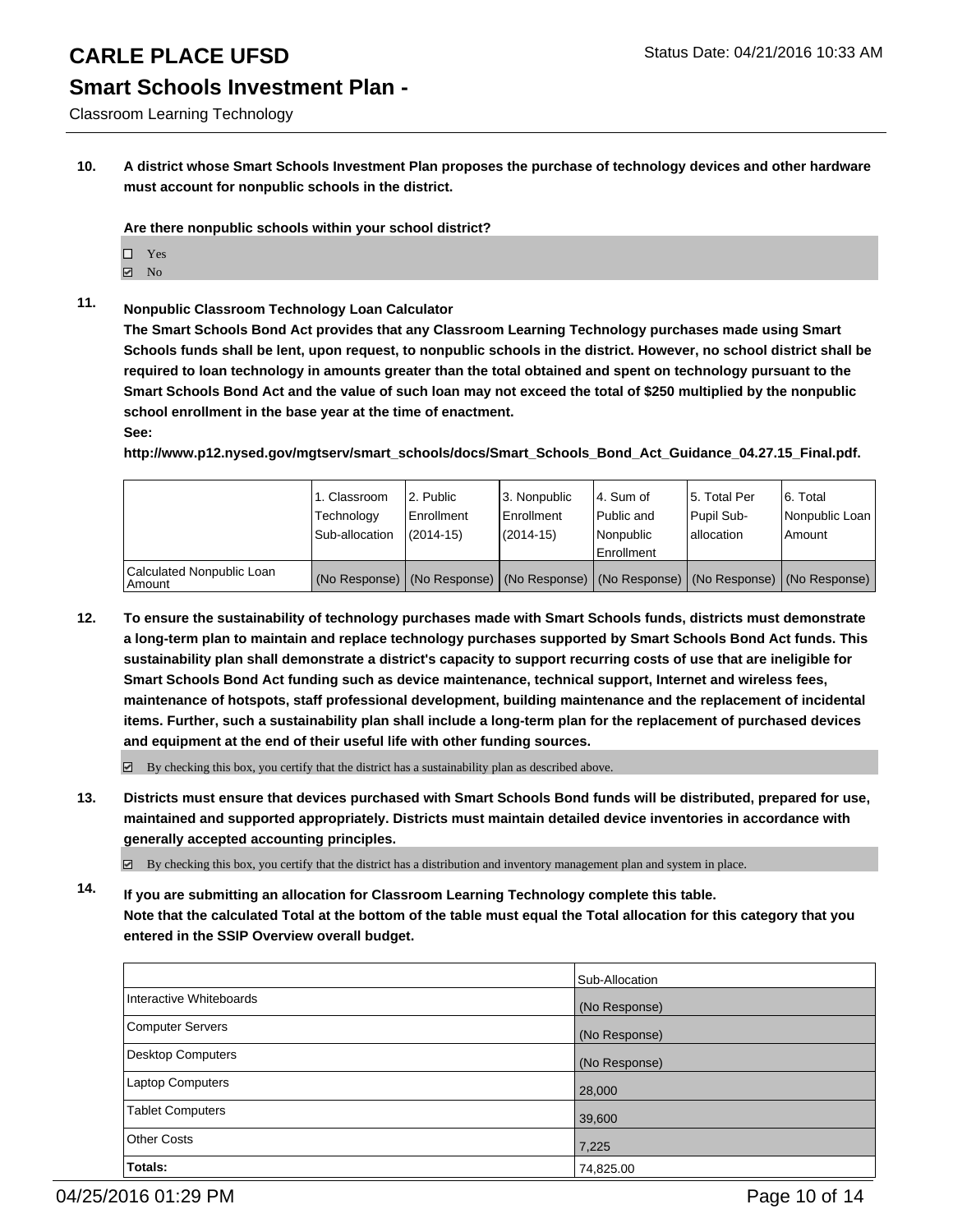# CARLE PLACE UFSD

## Smart Schools Investment Plan -

Classroom Learning Technology

**10. A district whose Smart Schools Investment Plan proposes the purchase of technology devices and other hardware must account for nonpublic schools in the district.**

**Are there nonpublic schools within your school district?**

☐ Yes
☑ No

**11. Nonpublic Classroom Technology Loan Calculator**

**The Smart Schools Bond Act provides that any Classroom Learning Technology purchases made using Smart Schools funds shall be lent, upon request, to nonpublic schools in the district. However, no school district shall be required to loan technology in amounts greater than the total obtained and spent on technology pursuant to the Smart Schools Bond Act and the value of such loan may not exceed the total of $250 multiplied by the nonpublic school enrollment in the base year at the time of enactment.**

**See:**

**http://www.p12.nysed.gov/mgtserv/smart_schools/docs/Smart_Schools_Bond_Act_Guidance_04.27.15_Final.pdf.**

| | 1. Classroom Technology Sub-allocation | 2. Public Enrollment (2014-15) | 3. Nonpublic Enrollment (2014-15) | 4. Sum of Public and Nonpublic Enrollment | 5. Total Per Pupil Sub-allocation | 6. Total Nonpublic Loan Amount |
|---|---|---|---|---|---|---|
| Calculated Nonpublic Loan Amount | (No Response) | (No Response) | (No Response) | (No Response) | (No Response) | (No Response) |

**12. To ensure the sustainability of technology purchases made with Smart Schools funds, districts must demonstrate a long-term plan to maintain and replace technology purchases supported by Smart Schools Bond Act funds. This sustainability plan shall demonstrate a district's capacity to support recurring costs of use that are ineligible for Smart Schools Bond Act funding such as device maintenance, technical support, Internet and wireless fees, maintenance of hotspots, staff professional development, building maintenance and the replacement of incidental items. Further, such a sustainability plan shall include a long-term plan for the replacement of purchased devices and equipment at the end of their useful life with other funding sources.**

☑ By checking this box, you certify that the district has a sustainability plan as described above.

**13. Districts must ensure that devices purchased with Smart Schools Bond funds will be distributed, prepared for use, maintained and supported appropriately. Districts must maintain detailed device inventories in accordance with generally accepted accounting principles.**

☑ By checking this box, you certify that the district has a distribution and inventory management plan and system in place.

**14. If you are submitting an allocation for Classroom Learning Technology complete this table.**
**Note that the calculated Total at the bottom of the table must equal the Total allocation for this category that you entered in the SSIP Overview overall budget.**

| | Sub-Allocation |
|---|---|
| Interactive Whiteboards | (No Response) |
| Computer Servers | (No Response) |
| Desktop Computers | (No Response) |
| Laptop Computers | 28,000 |
| Tablet Computers | 39,600 |
| Other Costs | 7,225 |
| **Totals:** | 74,825.00 |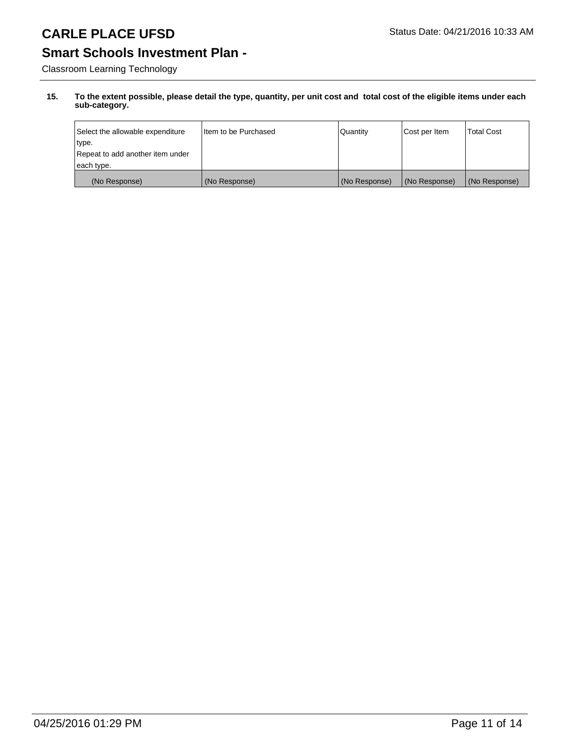# CARLE PLACE UFSD

## Smart Schools Investment Plan -

Classroom Learning Technology

**15. To the extent possible, please detail the type, quantity, per unit cost and total cost of the eligible items under each sub-category.**

| Select the allowable expenditure type. Repeat to add another item under each type. | Item to be Purchased | Quantity | Cost per Item | Total Cost |
|---|---|---|---|---|
| (No Response) | (No Response) | (No Response) | (No Response) | (No Response) |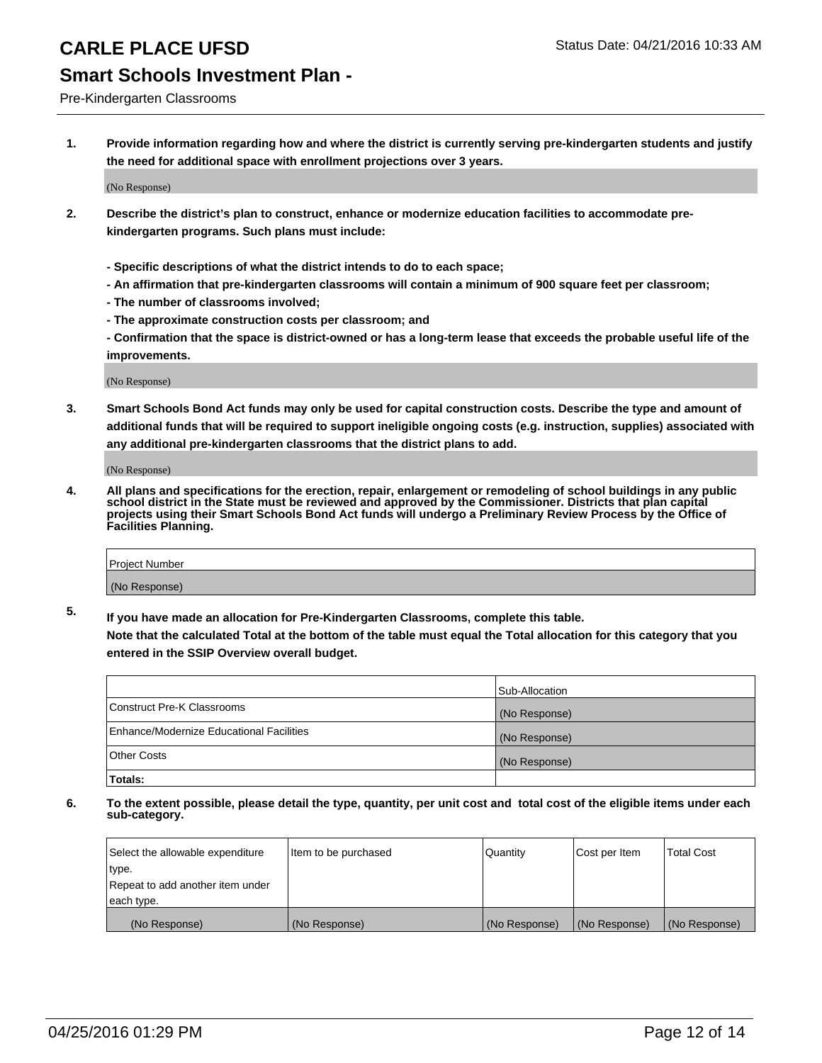# CARLE PLACE UFSD

## Smart Schools Investment Plan -

Pre-Kindergarten Classrooms

1. **Provide information regarding how and where the district is currently serving pre-kindergarten students and justify the need for additional space with enrollment projections over 3 years.**

(No Response)

2. **Describe the district's plan to construct, enhance or modernize education facilities to accommodate pre-kindergarten programs. Such plans must include:**

**- Specific descriptions of what the district intends to do to each space;**
**- An affirmation that pre-kindergarten classrooms will contain a minimum of 900 square feet per classroom;**
**- The number of classrooms involved;**
**- The approximate construction costs per classroom; and**
**- Confirmation that the space is district-owned or has a long-term lease that exceeds the probable useful life of the improvements.**

(No Response)

3. **Smart Schools Bond Act funds may only be used for capital construction costs. Describe the type and amount of additional funds that will be required to support ineligible ongoing costs (e.g. instruction, supplies) associated with any additional pre-kindergarten classrooms that the district plans to add.**

(No Response)

4. **All plans and specifications for the erection, repair, enlargement or remodeling of school buildings in any public school district in the State must be reviewed and approved by the Commissioner. Districts that plan capital projects using their Smart Schools Bond Act funds will undergo a Preliminary Review Process by the Office of Facilities Planning.**

| Project Number |
| --- |
| (No Response) |

5. **If you have made an allocation for Pre-Kindergarten Classrooms, complete this table.**
**Note that the calculated Total at the bottom of the table must equal the Total allocation for this category that you entered in the SSIP Overview overall budget.**

| | Sub-Allocation |
| --- | --- |
| Construct Pre-K Classrooms | (No Response) |
| Enhance/Modernize Educational Facilities | (No Response) |
| Other Costs | (No Response) |
| **Totals:** | |

6. **To the extent possible, please detail the type, quantity, per unit cost and total cost of the eligible items under each sub-category.**

| Select the allowable expenditure type. Repeat to add another item under each type. | Item to be purchased | Quantity | Cost per Item | Total Cost |
| --- | --- | --- | --- | --- |
| (No Response) | (No Response) | (No Response) | (No Response) | (No Response) |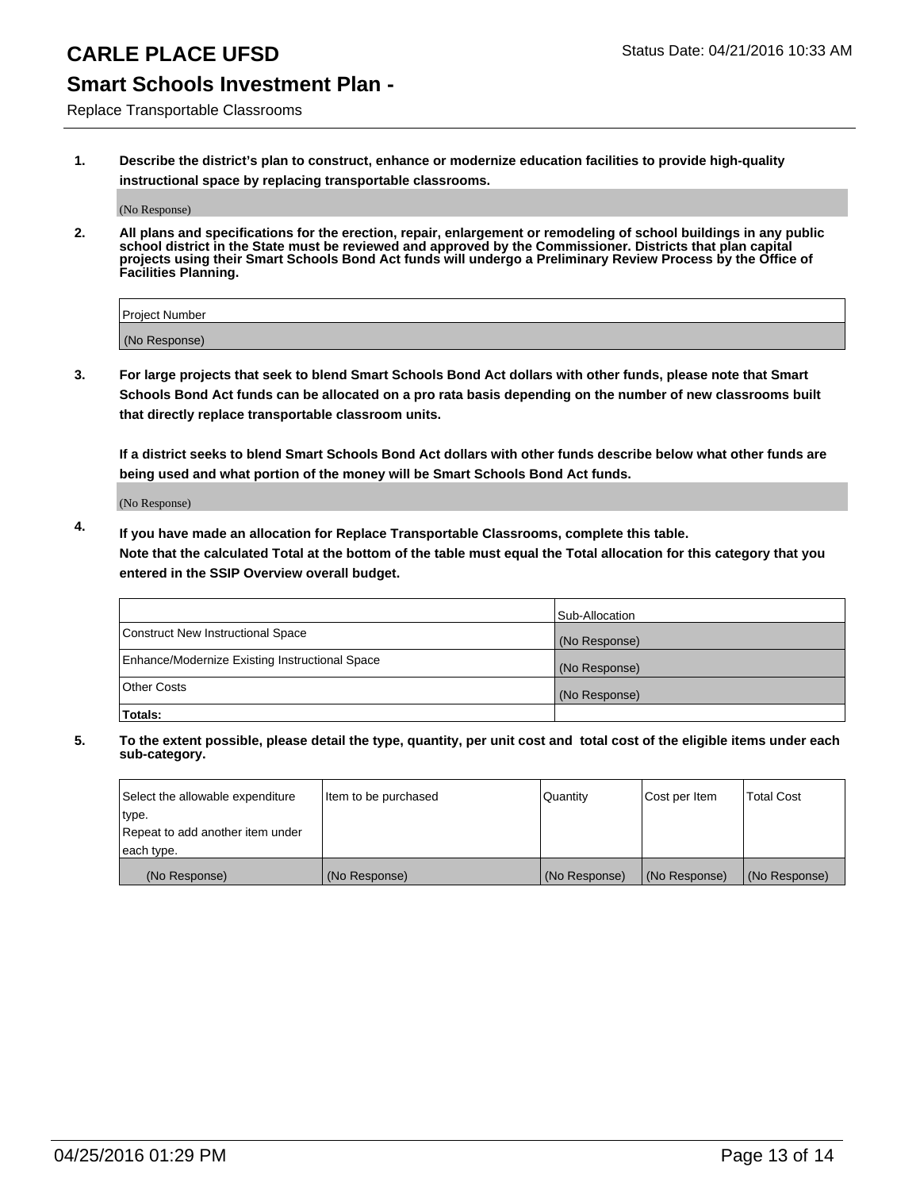# CARLE PLACE UFSD

## Smart Schools Investment Plan -

Replace Transportable Classrooms

**1. Describe the district's plan to construct, enhance or modernize education facilities to provide high-quality instructional space by replacing transportable classrooms.**

(No Response)

**2. All plans and specifications for the erection, repair, enlargement or remodeling of school buildings in any public school district in the State must be reviewed and approved by the Commissioner. Districts that plan capital projects using their Smart Schools Bond Act funds will undergo a Preliminary Review Process by the Office of Facilities Planning.**

| Project Number |
|---|
| (No Response) |

**3. For large projects that seek to blend Smart Schools Bond Act dollars with other funds, please note that Smart Schools Bond Act funds can be allocated on a pro rata basis depending on the number of new classrooms built that directly replace transportable classroom units.**

**If a district seeks to blend Smart Schools Bond Act dollars with other funds describe below what other funds are being used and what portion of the money will be Smart Schools Bond Act funds.**

(No Response)

**4. If you have made an allocation for Replace Transportable Classrooms, complete this table. Note that the calculated Total at the bottom of the table must equal the Total allocation for this category that you entered in the SSIP Overview overall budget.**

| | Sub-Allocation |
|---|---|
| Construct New Instructional Space | (No Response) |
| Enhance/Modernize Existing Instructional Space | (No Response) |
| Other Costs | (No Response) |
| **Totals:** | |

**5. To the extent possible, please detail the type, quantity, per unit cost and total cost of the eligible items under each sub-category.**

| Select the allowable expenditure type. Repeat to add another item under each type. | Item to be purchased | Quantity | Cost per Item | Total Cost |
|---|---|---|---|---|
| (No Response) | (No Response) | (No Response) | (No Response) | (No Response) |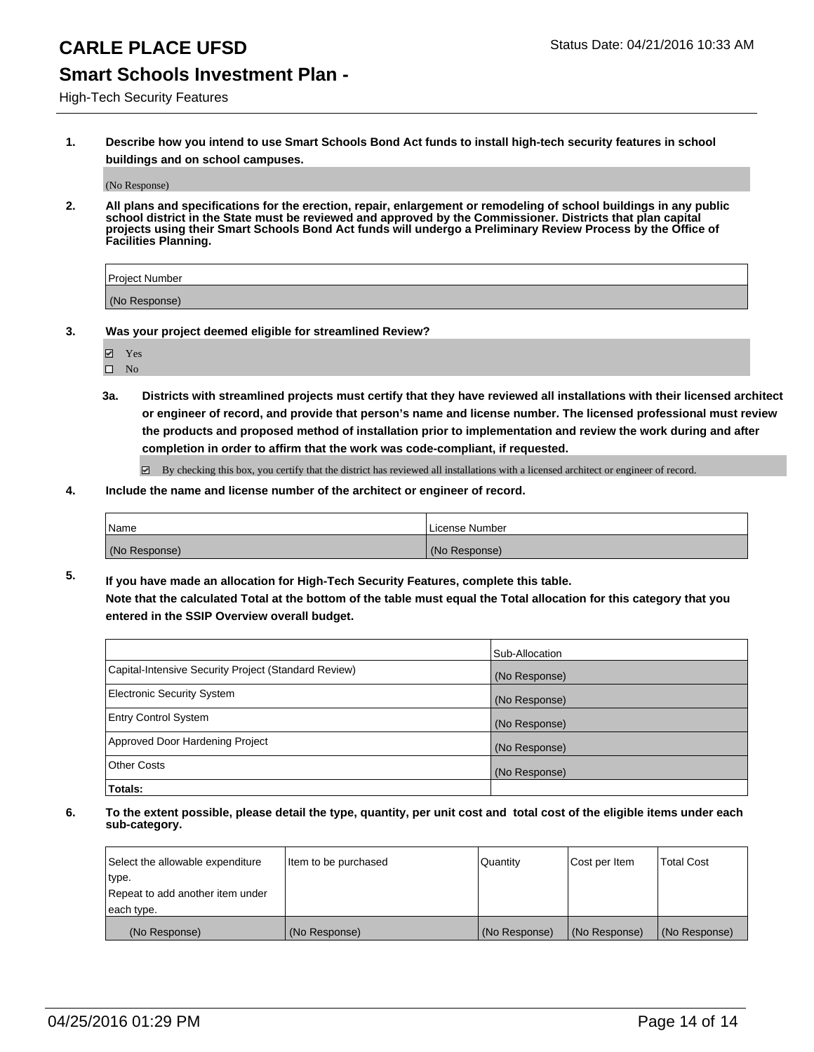# CARLE PLACE UFSD

Status Date: 04/21/2016 10:33 AM

## Smart Schools Investment Plan -

High-Tech Security Features

**1. Describe how you intend to use Smart Schools Bond Act funds to install high-tech security features in school buildings and on school campuses.**

(No Response)

**2. All plans and specifications for the erection, repair, enlargement or remodeling of school buildings in any public school district in the State must be reviewed and approved by the Commissioner. Districts that plan capital projects using their Smart Schools Bond Act funds will undergo a Preliminary Review Process by the Office of Facilities Planning.**

| Project Number |
|---|
| (No Response) |

**3. Was your project deemed eligible for streamlined Review?**

☑ Yes
☐ No

**3a. Districts with streamlined projects must certify that they have reviewed all installations with their licensed architect or engineer of record, and provide that person's name and license number. The licensed professional must review the products and proposed method of installation prior to implementation and review the work during and after completion in order to affirm that the work was code-compliant, if requested.**

☑ By checking this box, you certify that the district has reviewed all installations with a licensed architect or engineer of record.

**4. Include the name and license number of the architect or engineer of record.**

| Name | License Number |
|---|---|
| (No Response) | (No Response) |

**5. If you have made an allocation for High-Tech Security Features, complete this table.**
**Note that the calculated Total at the bottom of the table must equal the Total allocation for this category that you entered in the SSIP Overview overall budget.**

| | Sub-Allocation |
|---|---|
| Capital-Intensive Security Project (Standard Review) | (No Response) |
| Electronic Security System | (No Response) |
| Entry Control System | (No Response) |
| Approved Door Hardening Project | (No Response) |
| Other Costs | (No Response) |
| **Totals:** | |

**6. To the extent possible, please detail the type, quantity, per unit cost and total cost of the eligible items under each sub-category.**

| Select the allowable expenditure type. Repeat to add another item under each type. | Item to be purchased | Quantity | Cost per Item | Total Cost |
|---|---|---|---|---|
| (No Response) | (No Response) | (No Response) | (No Response) | (No Response) |